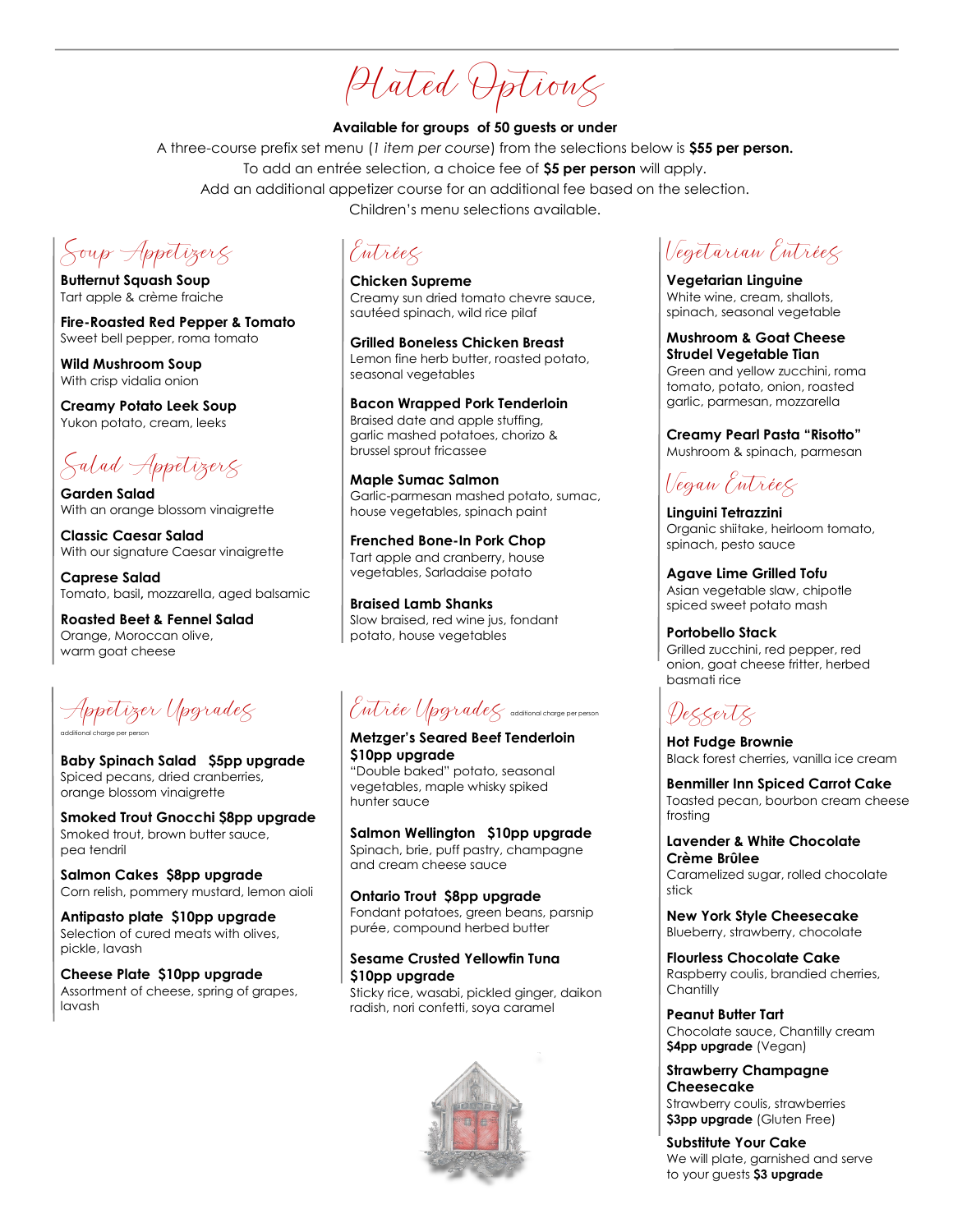# Plated Options

**Available for groups of 50 guests or under**

A three-course prefix set menu (*1 item per course*) from the selections below is **$55 per person.**

To add an entrée selection, a choice fee of **$5 per person** will apply.

Add an additional appetizer course for an additional fee based on the selection.

Children's menu selections available.

## Soup Appetizers

**Butternut Squash Soup**
Tart apple & crème fraiche

**Fire-Roasted Red Pepper & Tomato**
Sweet bell pepper, roma tomato

**Wild Mushroom Soup**
With crisp vidalia onion

**Creamy Potato Leek Soup**
Yukon potato, cream, leeks

## Salad Appetizers

**Garden Salad**
With an orange blossom vinaigrette

**Classic Caesar Salad**
With our signature Caesar vinaigrette

**Caprese Salad**
Tomato, basil**,** mozzarella, aged balsamic

**Roasted Beet & Fennel Salad**
Orange, Moroccan olive, warm goat cheese

## Appetizer Upgrades

additional charge per person

**Baby Spinach Salad $5pp upgrade**
Spiced pecans, dried cranberries, orange blossom vinaigrette

**Smoked Trout Gnocchi $8pp upgrade**
Smoked trout, brown butter sauce, pea tendril

**Salmon Cakes $8pp upgrade**
Corn relish, pommery mustard, lemon aioli

**Antipasto plate $10pp upgrade**
Selection of cured meats with olives, pickle, lavash

**Cheese Plate $10pp upgrade**
Assortment of cheese, spring of grapes, lavash

## Entrées

**Chicken Supreme**
Creamy sun dried tomato chevre sauce, sautéed spinach, wild rice pilaf

**Grilled Boneless Chicken Breast**
Lemon fine herb butter, roasted potato, seasonal vegetables

**Bacon Wrapped Pork Tenderloin**
Braised date and apple stuffing, garlic mashed potatoes, chorizo & brussel sprout fricassee

**Maple Sumac Salmon**
Garlic-parmesan mashed potato, sumac, house vegetables, spinach paint

**Frenched Bone-In Pork Chop**
Tart apple and cranberry, house vegetables, Sarladaise potato

**Braised Lamb Shanks**
Slow braised, red wine jus, fondant potato, house vegetables

## Entrée Upgrades

additional charge per person

**Metzger's Seared Beef Tenderloin $10pp upgrade**
"Double baked" potato, seasonal vegetables, maple whisky spiked hunter sauce

**Salmon Wellington $10pp upgrade**
Spinach, brie, puff pastry, champagne and cream cheese sauce

**Ontario Trout $8pp upgrade**
Fondant potatoes, green beans, parsnip purée, compound herbed butter

**Sesame Crusted Yellowfin Tuna $10pp upgrade**
Sticky rice, wasabi, pickled ginger, daikon radish, nori confetti, soya caramel

## Vegetarian Entrées

**Vegetarian Linguine**
White wine, cream, shallots, spinach, seasonal vegetable

**Mushroom & Goat Cheese Strudel Vegetable Tian**
Green and yellow zucchini, roma tomato, potato, onion, roasted garlic, parmesan, mozzarella

**Creamy Pearl Pasta "Risotto"**
Mushroom & spinach, parmesan

## Vegan Entrées

**Linguini Tetrazzini**
Organic shiitake, heirloom tomato, spinach, pesto sauce

**Agave Lime Grilled Tofu**
Asian vegetable slaw, chipotle spiced sweet potato mash

**Portobello Stack**
Grilled zucchini, red pepper, red onion, goat cheese fritter, herbed basmati rice

## Desserts

**Hot Fudge Brownie**
Black forest cherries, vanilla ice cream

**Benmiller Inn Spiced Carrot Cake**
Toasted pecan, bourbon cream cheese frosting

**Lavender & White Chocolate Crème Brûlee**
Caramelized sugar, rolled chocolate stick

**New York Style Cheesecake**
Blueberry, strawberry, chocolate

**Flourless Chocolate Cake**
Raspberry coulis, brandied cherries, Chantilly

**Peanut Butter Tart**
Chocolate sauce, Chantilly cream
**$4pp upgrade** (Vegan)

**Strawberry Champagne Cheesecake**
Strawberry coulis, strawberries
**$3pp upgrade** (Gluten Free)

**Substitute Your Cake**
We will plate, garnished and serve to your guests **$3 upgrade**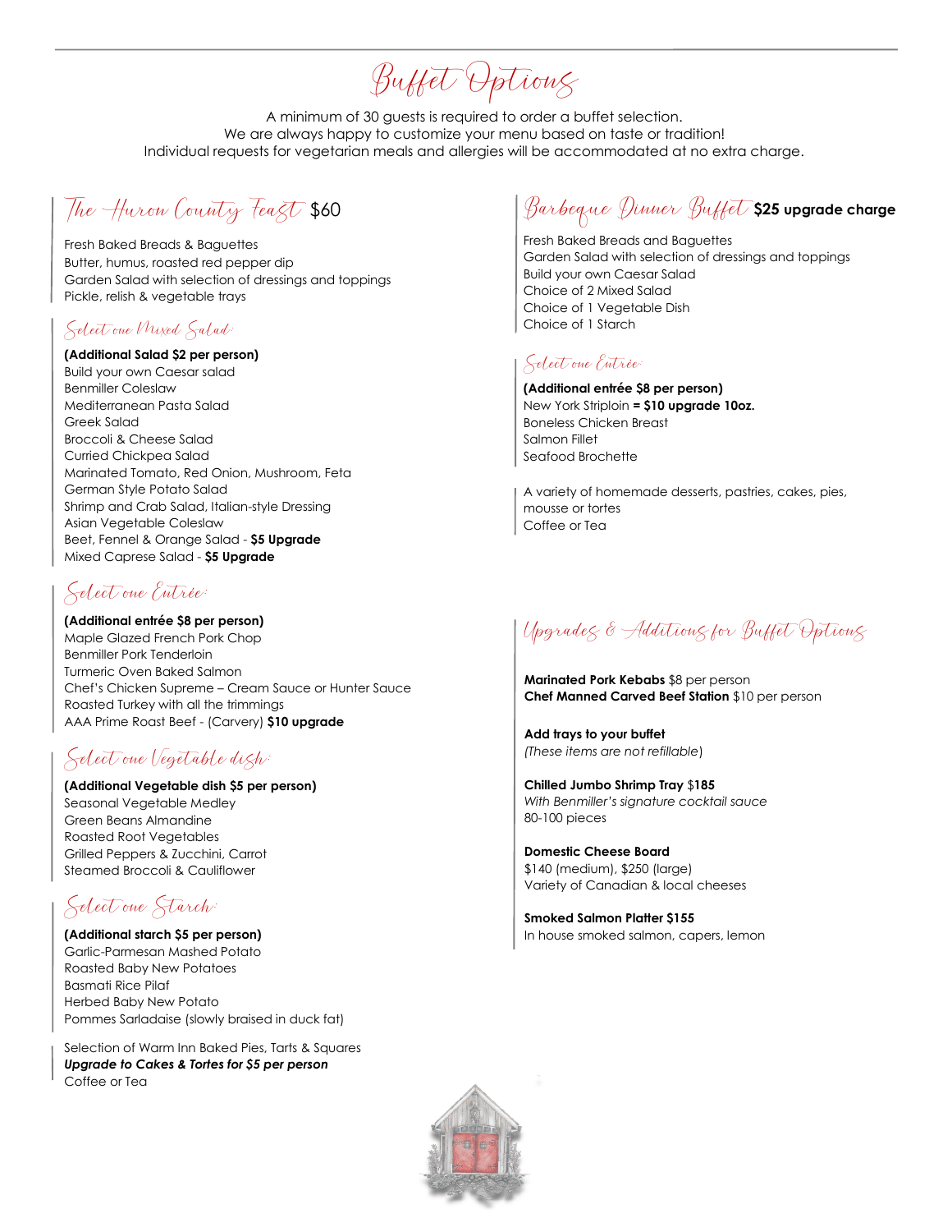# Buffet Options

A minimum of 30 guests is required to order a buffet selection.
We are always happy to customize your menu based on taste or tradition!
Individual requests for vegetarian meals and allergies will be accommodated at no extra charge.

## The Huron County Feast $60

Fresh Baked Breads & Baguettes
Butter, humus, roasted red pepper dip
Garden Salad with selection of dressings and toppings
Pickle, relish & vegetable trays

### Select one Mixed Salad:

**(Additional Salad $2 per person)**
Build your own Caesar salad
Benmiller Coleslaw
Mediterranean Pasta Salad
Greek Salad
Broccoli & Cheese Salad
Curried Chickpea Salad
Marinated Tomato, Red Onion, Mushroom, Feta
German Style Potato Salad
Shrimp and Crab Salad, Italian-style Dressing
Asian Vegetable Coleslaw
Beet, Fennel & Orange Salad - **$5 Upgrade**
Mixed Caprese Salad - **$5 Upgrade**

### Select one Entrée:

**(Additional entrée $8 per person)**
Maple Glazed French Pork Chop
Benmiller Pork Tenderloin
Turmeric Oven Baked Salmon
Chef's Chicken Supreme – Cream Sauce or Hunter Sauce
Roasted Turkey with all the trimmings
AAA Prime Roast Beef - (Carvery) **$10 upgrade**

### Select one Vegetable dish:

**(Additional Vegetable dish $5 per person)**
Seasonal Vegetable Medley
Green Beans Almandine
Roasted Root Vegetables
Grilled Peppers & Zucchini, Carrot
Steamed Broccoli & Cauliflower

### Select one Starch:

**(Additional starch $5 per person)**
Garlic-Parmesan Mashed Potato
Roasted Baby New Potatoes
Basmati Rice Pilaf
Herbed Baby New Potato
Pommes Sarladaise (slowly braised in duck fat)

Selection of Warm Inn Baked Pies, Tarts & Squares
***Upgrade to Cakes & Tortes for $5 per person***
Coffee or Tea

## Barbeque Dinner Buffet **$25 upgrade charge**

Fresh Baked Breads and Baguettes
Garden Salad with selection of dressings and toppings
Build your own Caesar Salad
Choice of 2 Mixed Salad
Choice of 1 Vegetable Dish
Choice of 1 Starch

### Select one Entrée:

**(Additional entrée $8 per person)**
New York Striploin **= $10 upgrade 10oz.**
Boneless Chicken Breast
Salmon Fillet
Seafood Brochette

A variety of homemade desserts, pastries, cakes, pies, mousse or tortes
Coffee or Tea

## Upgrades & Additions for Buffet Options

**Marinated Pork Kebabs** $8 per person
**Chef Manned Carved Beef Station** $10 per person

**Add trays to your buffet**
*(These items are not refillable)*

**Chilled Jumbo Shrimp Tray** $185
*With Benmiller's signature cocktail sauce*
80-100 pieces

**Domestic Cheese Board**
$140 (medium), $250 (large)
Variety of Canadian & local cheeses

**Smoked Salmon Platter $155**
In house smoked salmon, capers, lemon